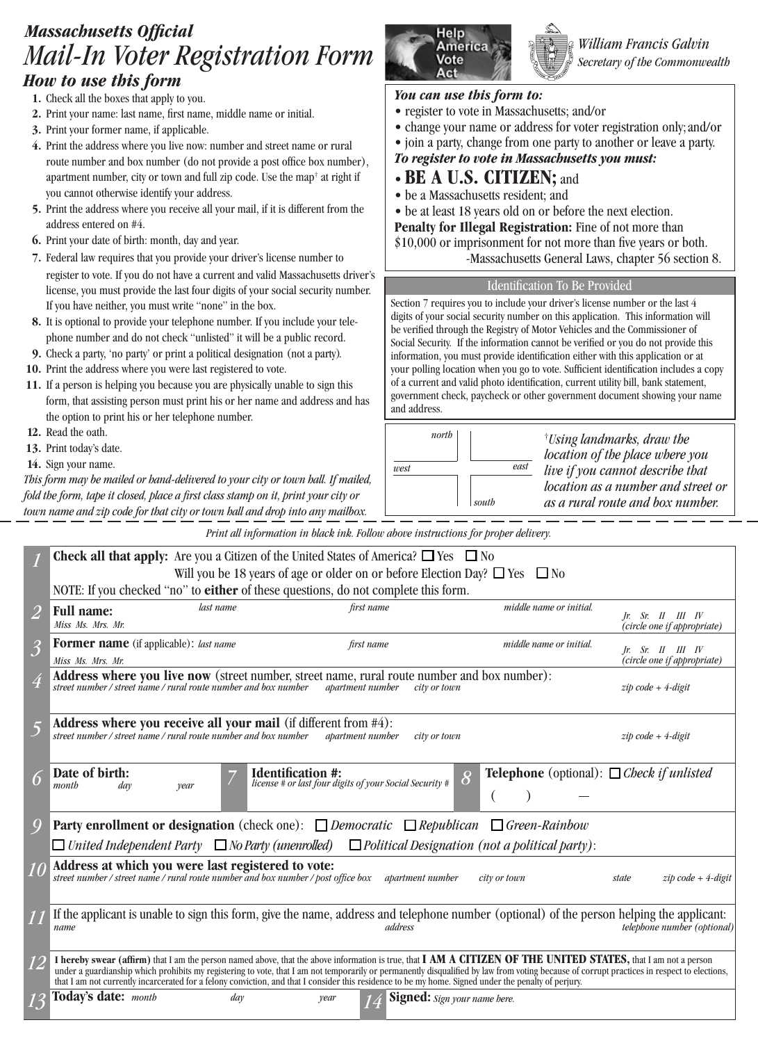# Massachusetts Official

# Mail-In Voter Registration Form

William Francis Galvin
Secretary of the Commonwealth

Help America Vote Act

## How to use this form

1. Check all the boxes that apply to you.
2. Print your name: last name, first name, middle name or initial.
3. Print your former name, if applicable.
4. Print the address where you live now: number and street name or rural route number and box number (do not provide a post office box number), apartment number, city or town and full zip code. Use the map† at right if you cannot otherwise identify your address.
5. Print the address where you receive all your mail, if it is different from the address entered on #4.
6. Print your date of birth: month, day and year.
7. Federal law requires that you provide your driver's license number to register to vote. If you do not have a current and valid Massachusetts driver's license, you must provide the last four digits of your social security number. If you have neither, you must write "none" in the box.
8. It is optional to provide your telephone number. If you include your telephone number and do not check "unlisted" it will be a public record.
9. Check a party, 'no party' or print a political designation (not a party).
10. Print the address where you were last registered to vote.
11. If a person is helping you because you are physically unable to sign this form, that assisting person must print his or her name and address and has the option to print his or her telephone number.
12. Read the oath.
13. Print today's date.
14. Sign your name.

*This form may be mailed or hand-delivered to your city or town hall. If mailed, fold the form, tape it closed, place a first class stamp on it, print your city or town name and zip code for that city or town hall and drop into any mailbox.*

***You can use this form to:***

- register to vote in Massachusetts; and/or
- change your name or address for voter registration only; and/or
- join a party, change from one party to another or leave a party.

***To register to vote in Massachusetts you must:***

- **BE A U.S. CITIZEN;** and
- be a Massachusetts resident; and
- be at least 18 years old on or before the next election.

**Penalty for Illegal Registration:** Fine of not more than $10,000 or imprisonment for not more than five years or both.
-Massachusetts General Laws, chapter 56 section 8.

### Identification To Be Provided

Section 7 requires you to include your driver's license number or the last 4 digits of your social security number on this application. This information will be verified through the Registry of Motor Vehicles and the Commissioner of Social Security. If the information cannot be verified or you do not provide this information, you must provide identification either with this application or at your polling location when you go to vote. Sufficient identification includes a copy of a current and valid photo identification, current utility bill, bank statement, government check, paycheck or other government document showing your name and address.

north / west / east / south

*†Using landmarks, draw the location of the place where you live if you cannot describe that location as a number and street or as a rural route and box number.*

---

*Print all information in black ink. Follow above instructions for proper delivery.*

**1** **Check all that apply:** Are you a Citizen of the United States of America? ☐ Yes ☐ No
Will you be 18 years of age or older on or before Election Day? ☐ Yes ☐ No
NOTE: If you checked "no" to **either** of these questions, do not complete this form.

**2** **Full name:** *last name* | *first name* | *middle name or initial.* | *Jr. Sr. II III IV (circle one if appropriate)*
*Miss Ms. Mrs. Mr.*

**3** **Former name** (if applicable): *last name* | *first name* | *middle name or initial.* | *Jr. Sr. II III IV (circle one if appropriate)*
*Miss Ms. Mrs. Mr.*

**4** **Address where you live now** (street number, street name, rural route number and box number):
*street number / street name / rural route number and box number* | *apartment number* | *city or town* | *zip code + 4-digit*

**5** **Address where you receive all your mail** (if different from #4):
*street number / street name / rural route number and box number* | *apartment number* | *city or town* | *zip code + 4-digit*

**6** **Date of birth:** *month* | *day* | *year*

**7** **Identification #:** *license # or last four digits of your Social Security #*

**8** **Telephone** (optional): ☐ *Check if unlisted*
( ) —

**9** **Party enrollment or designation** (check one): ☐ *Democratic* ☐ *Republican* ☐ *Green-Rainbow*
☐ *United Independent Party* ☐ *No Party (unenrolled)* ☐ *Political Designation (not a political party)*:

**10** **Address at which you were last registered to vote:**
*street number / street name / rural route number and box number / post office box* | *apartment number* | *city or town* | *state* | *zip code + 4-digit*

**11** If the applicant is unable to sign this form, give the name, address and telephone number (optional) of the person helping the applicant:
*name* | *address* | *telephone number (optional)*

**12** **I hereby swear (affirm)** that I am the person named above, that the above information is true, that **I AM A CITIZEN OF THE UNITED STATES,** that I am not a person under a guardianship which prohibits my registering to vote, that I am not temporarily or permanently disqualified by law from voting because of corrupt practices in respect to elections, that I am not currently incarcerated for a felony conviction, and that I consider this residence to be my home. Signed under the penalty of perjury.

**13** **Today's date:** *month* | *day* | *year*

**14** **Signed:** *Sign your name here.*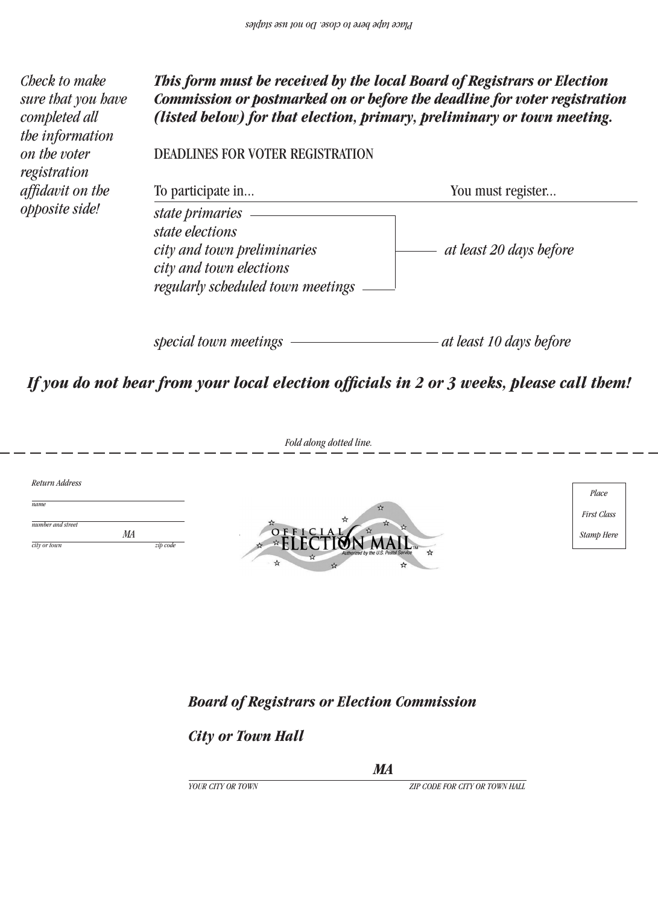Place tape here to close. Do not use staples

*Check to make sure that you have completed all the information on the voter registration affidavit on the opposite side!*

***This form must be received by the local Board of Registrars or Election Commission or postmarked on or before the deadline for voter registration (listed below) for that election, primary, preliminary or town meeting.***

DEADLINES FOR VOTER REGISTRATION

| To participate in... | You must register... |
|---|---|
| *state primaries*<br>*state elections*<br>*city and town preliminaries*<br>*city and town elections*<br>*regularly scheduled town meetings* | *at least 20 days before* |
| *special town meetings* | *at least 10 days before* |

***If you do not hear from your local election officials in 2 or 3 weeks, please call them!***

*Fold along dotted line.*

*Return Address*

*name*

*number and street*

*city or town* MA *zip code*

OFFICIAL ELECTION MAIL™ Authorized by the U.S. Postal Service

*Place First Class Stamp Here*

***Board of Registrars or Election Commission***

***City or Town Hall***

*YOUR CITY OR TOWN* ***MA*** *ZIP CODE FOR CITY OR TOWN HALL*